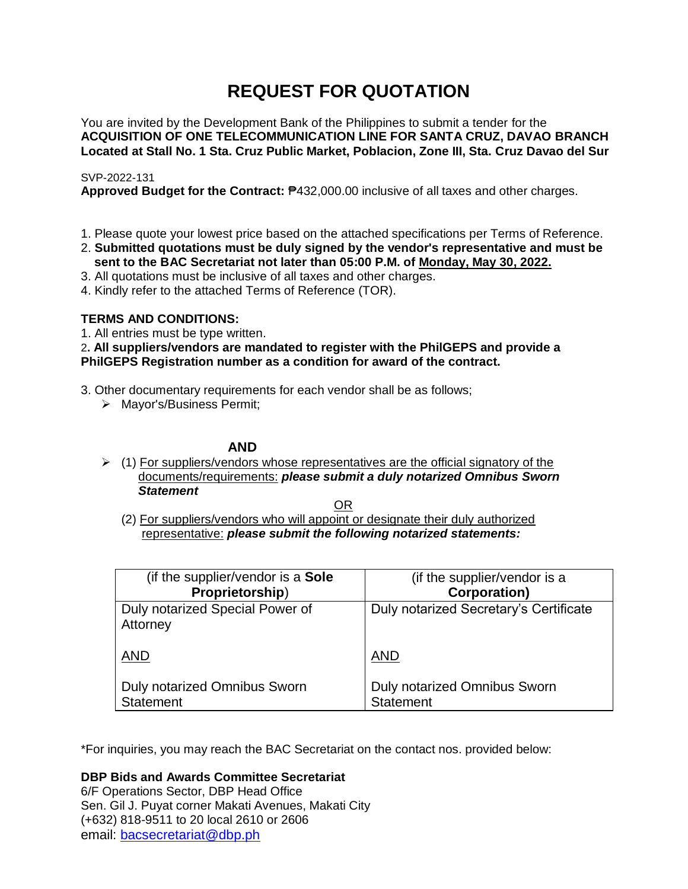# REQUEST FOR QUOTATION

You are invited by the Development Bank of the Philippines to submit a tender for the
**ACQUISITION OF ONE TELECOMMUNICATION LINE FOR SANTA CRUZ, DAVAO BRANCH Located at Stall No. 1 Sta. Cruz Public Market, Poblacion, Zone III, Sta. Cruz Davao del Sur**

SVP-2022-131
**Approved Budget for the Contract:** ₱432,000.00 inclusive of all taxes and other charges.

1. Please quote your lowest price based on the attached specifications per Terms of Reference.
2. **Submitted quotations must be duly signed by the vendor's representative and must be sent to the BAC Secretariat not later than 05:00 P.M. of Monday, May 30, 2022.**
3. All quotations must be inclusive of all taxes and other charges.
4. Kindly refer to the attached Terms of Reference (TOR).

**TERMS AND CONDITIONS:**

1. All entries must be type written.
2. **All suppliers/vendors are mandated to register with the PhilGEPS and provide a PhilGEPS Registration number as a condition for award of the contract.**
3. Other documentary requirements for each vendor shall be as follows;
   - Mayor's/Business Permit;

**AND**

- (1) For suppliers/vendors whose representatives are the official signatory of the documents/requirements: ***please submit a duly notarized Omnibus Sworn Statement***

  OR

  (2) For suppliers/vendors who will appoint or designate their duly authorized representative: ***please submit the following notarized statements:***

| (if the supplier/vendor is a **Sole Proprietorship**) | (if the supplier/vendor is a **Corporation)** |
|---|---|
| Duly notarized Special Power of Attorney<br><br>AND<br><br>Duly notarized Omnibus Sworn Statement | Duly notarized Secretary's Certificate<br><br>AND<br><br>Duly notarized Omnibus Sworn Statement |

*For inquiries, you may reach the BAC Secretariat on the contact nos. provided below:

**DBP Bids and Awards Committee Secretariat**
6/F Operations Sector, DBP Head Office
Sen. Gil J. Puyat corner Makati Avenues, Makati City
(+632) 818-9511 to 20 local 2610 or 2606
email: bacsecretariat@dbp.ph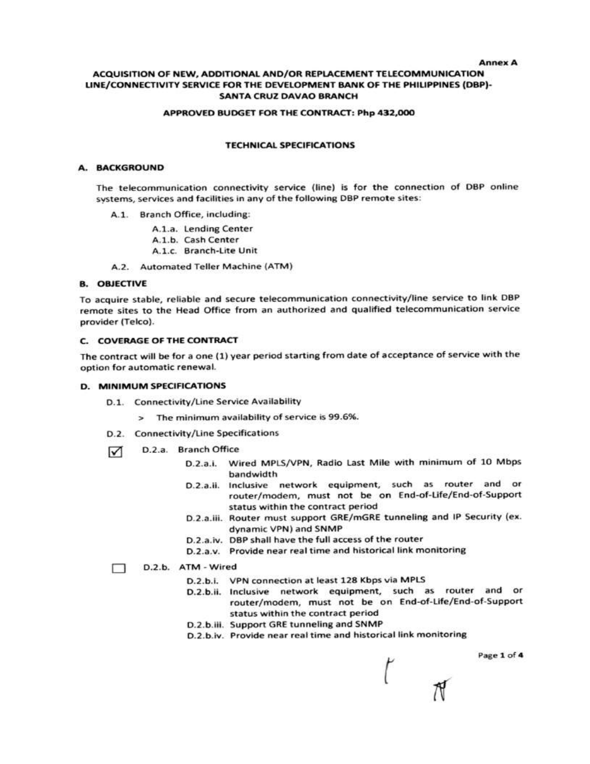Annex A

# ACQUISITION OF NEW, ADDITIONAL AND/OR REPLACEMENT TELECOMMUNICATION LINE/CONNECTIVITY SERVICE FOR THE DEVELOPMENT BANK OF THE PHILIPPINES (DBP)-SANTA CRUZ DAVAO BRANCH

## APPROVED BUDGET FOR THE CONTRACT: Php 432,000

### TECHNICAL SPECIFICATIONS

### A. BACKGROUND

The telecommunication connectivity service (line) is for the connection of DBP online systems, services and facilities in any of the following DBP remote sites:

- A.1. Branch Office, including:
  - A.1.a. Lending Center
  - A.1.b. Cash Center
  - A.1.c. Branch-Lite Unit
- A.2. Automated Teller Machine (ATM)

### B. OBJECTIVE

To acquire stable, reliable and secure telecommunication connectivity/line service to link DBP remote sites to the Head Office from an authorized and qualified telecommunication service provider (Telco).

### C. COVERAGE OF THE CONTRACT

The contract will be for a one (1) year period starting from date of acceptance of service with the option for automatic renewal.

### D. MINIMUM SPECIFICATIONS

- D.1. Connectivity/Line Service Availability
  - > The minimum availability of service is 99.6%.
- D.2. Connectivity/Line Specifications
  - ☑ D.2.a. Branch Office
    - D.2.a.i. Wired MPLS/VPN, Radio Last Mile with minimum of 10 Mbps bandwidth
    - D.2.a.ii. Inclusive network equipment, such as router and or router/modem, must not be on End-of-Life/End-of-Support status within the contract period
    - D.2.a.iii. Router must support GRE/mGRE tunneling and IP Security (ex. dynamic VPN) and SNMP
    - D.2.a.iv. DBP shall have the full access of the router
    - D.2.a.v. Provide near real time and historical link monitoring
  - ☐ D.2.b. ATM - Wired
    - D.2.b.i. VPN connection at least 128 Kbps via MPLS
    - D.2.b.ii. Inclusive network equipment, such as router and or router/modem, must not be on End-of-Life/End-of-Support status within the contract period
    - D.2.b.iii. Support GRE tunneling and SNMP
    - D.2.b.iv. Provide near real time and historical link monitoring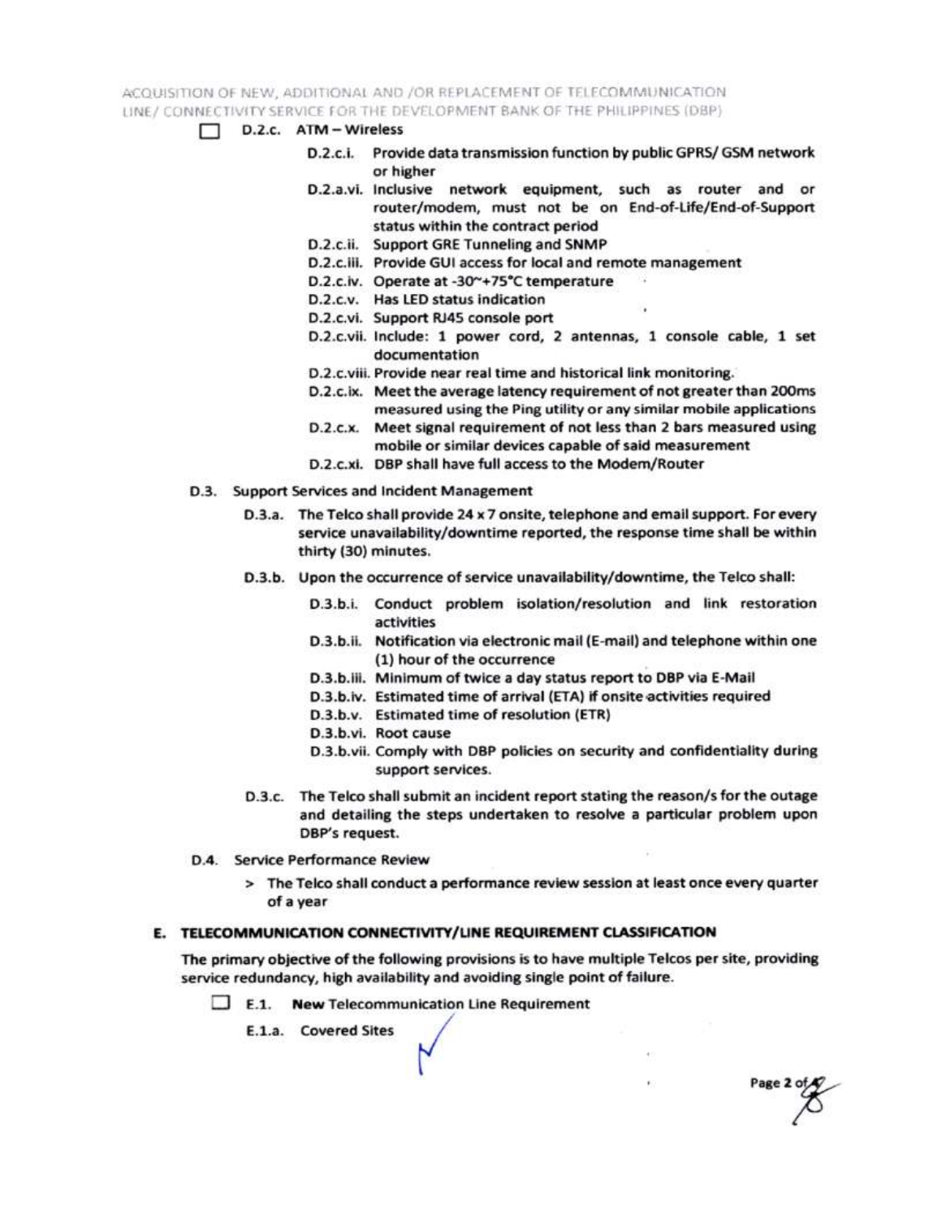☐ D.2.c. ATM – Wireless

- D.2.c.i. Provide data transmission function by public GPRS/ GSM network or higher
- D.2.a.vi. Inclusive network equipment, such as router and or router/modem, must not be on End-of-Life/End-of-Support status within the contract period
- D.2.c.ii. Support GRE Tunneling and SNMP
- D.2.c.iii. Provide GUI access for local and remote management
- D.2.c.iv. Operate at -30~+75°C temperature
- D.2.c.v. Has LED status indication
- D.2.c.vi. Support RJ45 console port
- D.2.c.vii. Include: 1 power cord, 2 antennas, 1 console cable, 1 set documentation
- D.2.c.viii. Provide near real time and historical link monitoring.
- D.2.c.ix. Meet the average latency requirement of not greater than 200ms measured using the Ping utility or any similar mobile applications
- D.2.c.x. Meet signal requirement of not less than 2 bars measured using mobile or similar devices capable of said measurement
- D.2.c.xi. DBP shall have full access to the Modem/Router

D.3. Support Services and Incident Management

- D.3.a. The Telco shall provide 24 x 7 onsite, telephone and email support. For every service unavailability/downtime reported, the response time shall be within thirty (30) minutes.
- D.3.b. Upon the occurrence of service unavailability/downtime, the Telco shall:
  - D.3.b.i. Conduct problem isolation/resolution and link restoration activities
  - D.3.b.ii. Notification via electronic mail (E-mail) and telephone within one (1) hour of the occurrence
  - D.3.b.iii. Minimum of twice a day status report to DBP via E-Mail
  - D.3.b.iv. Estimated time of arrival (ETA) if onsite activities required
  - D.3.b.v. Estimated time of resolution (ETR)
  - D.3.b.vi. Root cause
  - D.3.b.vii. Comply with DBP policies on security and confidentiality during support services.
- D.3.c. The Telco shall submit an incident report stating the reason/s for the outage and detailing the steps undertaken to resolve a particular problem upon DBP's request.

D.4. Service Performance Review

> The Telco shall conduct a performance review session at least once every quarter of a year

## E. TELECOMMUNICATION CONNECTIVITY/LINE REQUIREMENT CLASSIFICATION

The primary objective of the following provisions is to have multiple Telcos per site, providing service redundancy, high availability and avoiding single point of failure.

☐ E.1. **New** Telecommunication Line Requirement

E.1.a. Covered Sites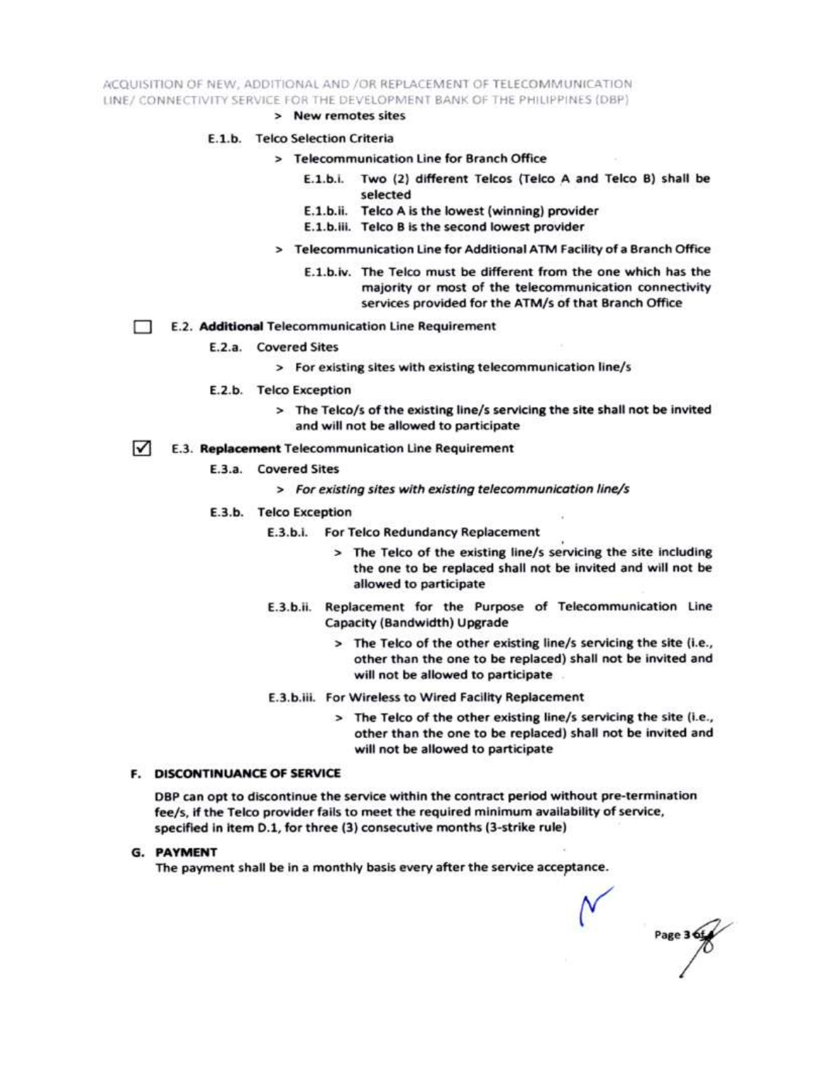> New remotes sites

E.1.b. Telco Selection Criteria

> Telecommunication Line for Branch Office

E.1.b.i. Two (2) different Telcos (Telco A and Telco B) shall be selected

E.1.b.ii. Telco A is the lowest (winning) provider

E.1.b.iii. Telco B is the second lowest provider

> Telecommunication Line for Additional ATM Facility of a Branch Office

E.1.b.iv. The Telco must be different from the one which has the majority or most of the telecommunication connectivity services provided for the ATM/s of that Branch Office

☐ E.2. **Additional** Telecommunication Line Requirement

E.2.a. Covered Sites

> For existing sites with existing telecommunication line/s

E.2.b. Telco Exception

> The Telco/s of the existing line/s servicing the site shall not be invited and will not be allowed to participate

☑ E.3. **Replacement** Telecommunication Line Requirement

E.3.a. Covered Sites

> *For existing sites with existing telecommunication line/s*

E.3.b. Telco Exception

E.3.b.i. For Telco Redundancy Replacement

> The Telco of the existing line/s servicing the site including the one to be replaced shall not be invited and will not be allowed to participate

E.3.b.ii. Replacement for the Purpose of Telecommunication Line Capacity (Bandwidth) Upgrade

> The Telco of the other existing line/s servicing the site (i.e., other than the one to be replaced) shall not be invited and will not be allowed to participate

E.3.b.iii. For Wireless to Wired Facility Replacement

> The Telco of the other existing line/s servicing the site (i.e., other than the one to be replaced) shall not be invited and will not be allowed to participate

## F. DISCONTINUANCE OF SERVICE

DBP can opt to discontinue the service within the contract period without pre-termination fee/s, if the Telco provider fails to meet the required minimum availability of service, specified in item D.1, for three (3) consecutive months (3-strike rule)

## G. PAYMENT

The payment shall be in a monthly basis every after the service acceptance.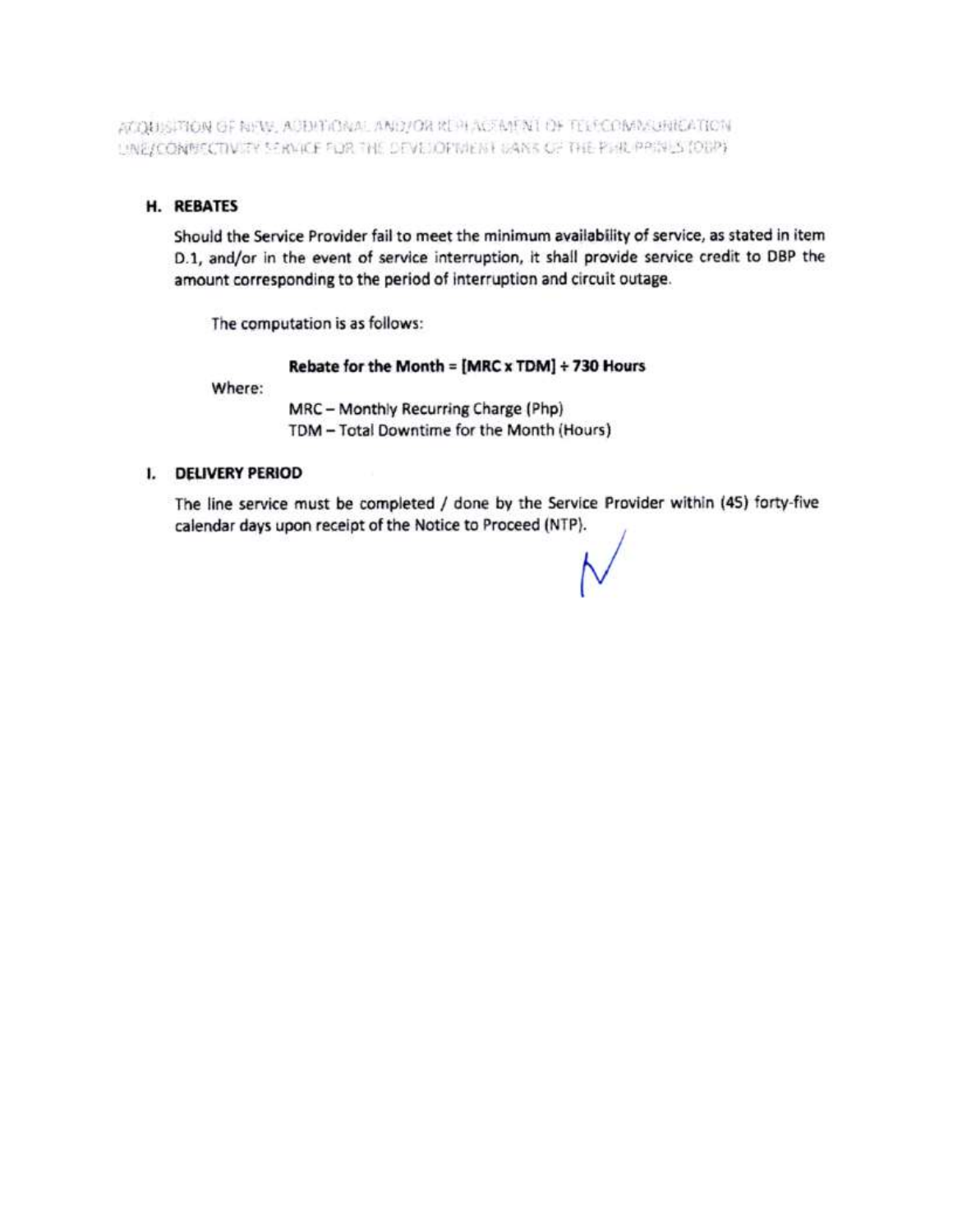## H. REBATES

Should the Service Provider fail to meet the minimum availability of service, as stated in item D.1, and/or in the event of service interruption, it shall provide service credit to DBP the amount corresponding to the period of interruption and circuit outage.

The computation is as follows:

**Rebate for the Month = [MRC x TDM] ÷ 730 Hours**

Where:

MRC – Monthly Recurring Charge (Php)
TDM – Total Downtime for the Month (Hours)

## I. DELIVERY PERIOD

The line service must be completed / done by the Service Provider within (45) forty-five calendar days upon receipt of the Notice to Proceed (NTP).